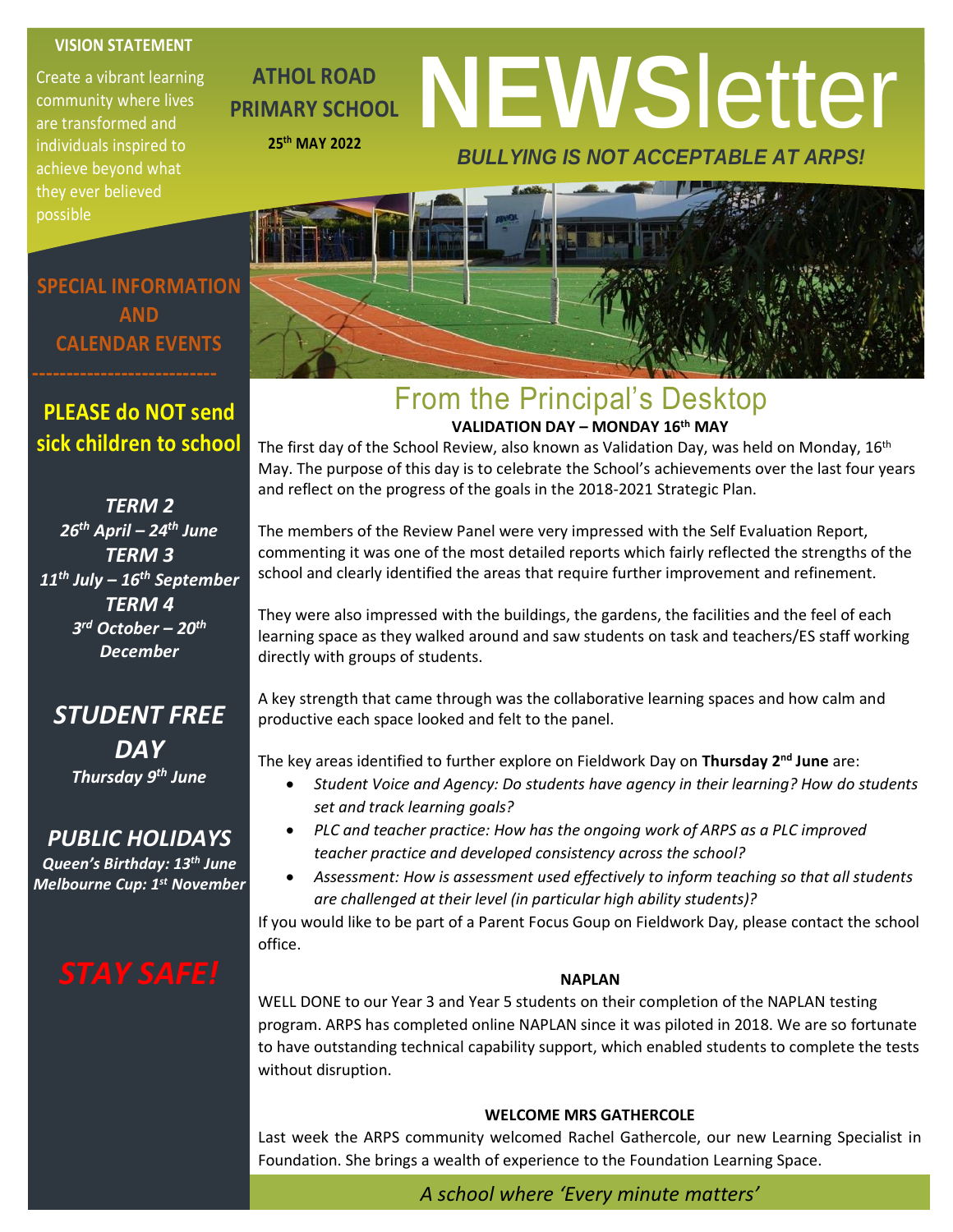**VISION STATEMENT**

Create a vibrant learning community where lives are transformed and individuals inspired to achieve beyond what they ever believed possible

**ATHOL ROAD PRIMARY SCHOOL**

**25th MAY 2022**

# NEWSletter

***BULLYING IS NOT ACCEPTABLE AT ARPS!***

## SPECIAL INFORMATION AND CALENDAR EVENTS

**PLEASE do NOT send sick children to school**

***TERM 2***
***26th April – 24th June***
***TERM 3***
***11th July – 16th September***
***TERM 4***
***3rd October – 20th December***

***STUDENT FREE DAY***
***Thursday 9th June***

***PUBLIC HOLIDAYS***
***Queen's Birthday: 13th June***
***Melbourne Cup: 1st November***

***STAY SAFE!***

## From the Principal's Desktop

**VALIDATION DAY – MONDAY 16th MAY**

The first day of the School Review, also known as Validation Day, was held on Monday, 16th May. The purpose of this day is to celebrate the School's achievements over the last four years and reflect on the progress of the goals in the 2018-2021 Strategic Plan.

The members of the Review Panel were very impressed with the Self Evaluation Report, commenting it was one of the most detailed reports which fairly reflected the strengths of the school and clearly identified the areas that require further improvement and refinement.

They were also impressed with the buildings, the gardens, the facilities and the feel of each learning space as they walked around and saw students on task and teachers/ES staff working directly with groups of students.

A key strength that came through was the collaborative learning spaces and how calm and productive each space looked and felt to the panel.

The key areas identified to further explore on Fieldwork Day on **Thursday 2nd June** are:

- *Student Voice and Agency: Do students have agency in their learning? How do students set and track learning goals?*
- *PLC and teacher practice: How has the ongoing work of ARPS as a PLC improved teacher practice and developed consistency across the school?*
- *Assessment: How is assessment used effectively to inform teaching so that all students are challenged at their level (in particular high ability students)?*

If you would like to be part of a Parent Focus Goup on Fieldwork Day, please contact the school office.

**NAPLAN**

WELL DONE to our Year 3 and Year 5 students on their completion of the NAPLAN testing program. ARPS has completed online NAPLAN since it was piloted in 2018. We are so fortunate to have outstanding technical capability support, which enabled students to complete the tests without disruption.

**WELCOME MRS GATHERCOLE**

Last week the ARPS community welcomed Rachel Gathercole, our new Learning Specialist in Foundation. She brings a wealth of experience to the Foundation Learning Space.

*A school where 'Every minute matters'*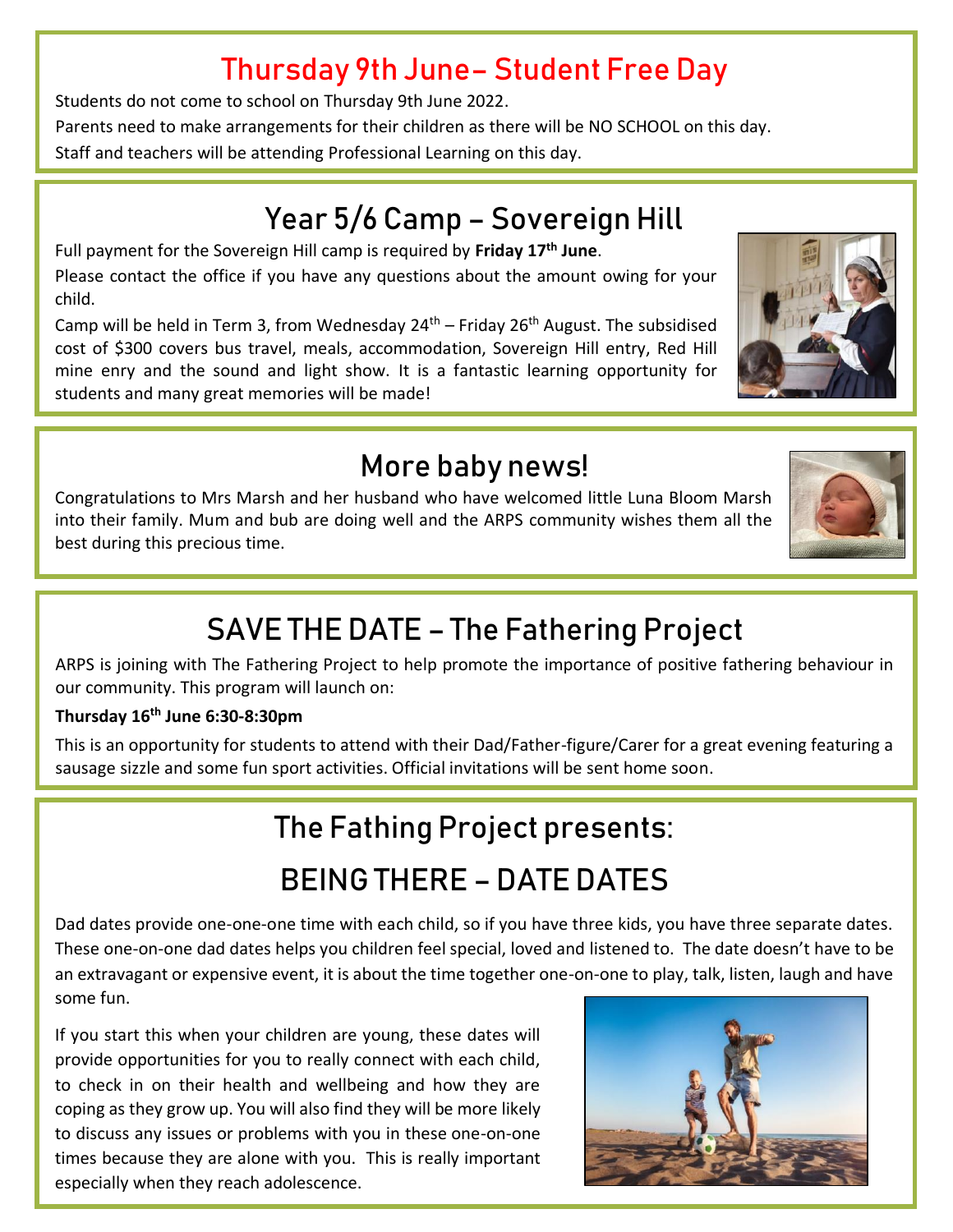## Thursday 9th June– Student Free Day

Students do not come to school on Thursday 9th June 2022.

Parents need to make arrangements for their children as there will be NO SCHOOL on this day.

Staff and teachers will be attending Professional Learning on this day.

## Year 5/6 Camp – Sovereign Hill

Full payment for the Sovereign Hill camp is required by **Friday 17th June**.

Please contact the office if you have any questions about the amount owing for your child.

Camp will be held in Term 3, from Wednesday 24th – Friday 26th August. The subsidised cost of $300 covers bus travel, meals, accommodation, Sovereign Hill entry, Red Hill mine enry and the sound and light show. It is a fantastic learning opportunity for students and many great memories will be made!

## More baby news!

Congratulations to Mrs Marsh and her husband who have welcomed little Luna Bloom Marsh into their family. Mum and bub are doing well and the ARPS community wishes them all the best during this precious time.

## SAVE THE DATE – The Fathering Project

ARPS is joining with The Fathering Project to help promote the importance of positive fathering behaviour in our community. This program will launch on:

**Thursday 16th June 6:30-8:30pm**

This is an opportunity for students to attend with their Dad/Father-figure/Carer for a great evening featuring a sausage sizzle and some fun sport activities. Official invitations will be sent home soon.

## The Fathing Project presents:

## BEING THERE – DATE DATES

Dad dates provide one-one-one time with each child, so if you have three kids, you have three separate dates. These one-on-one dad dates helps you children feel special, loved and listened to. The date doesn't have to be an extravagant or expensive event, it is about the time together one-on-one to play, talk, listen, laugh and have some fun.

If you start this when your children are young, these dates will provide opportunities for you to really connect with each child, to check in on their health and wellbeing and how they are coping as they grow up. You will also find they will be more likely to discuss any issues or problems with you in these one-on-one times because they are alone with you. This is really important especially when they reach adolescence.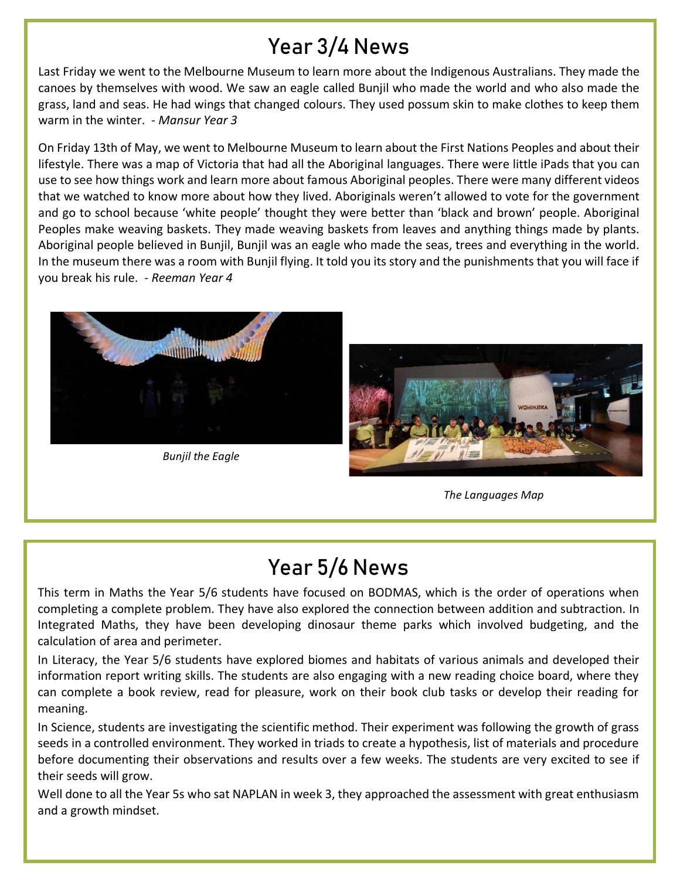# Year 3/4 News

Last Friday we went to the Melbourne Museum to learn more about the Indigenous Australians. They made the canoes by themselves with wood. We saw an eagle called Bunjil who made the world and who also made the grass, land and seas. He had wings that changed colours. They used possum skin to make clothes to keep them warm in the winter. *- Mansur Year 3*

On Friday 13th of May, we went to Melbourne Museum to learn about the First Nations Peoples and about their lifestyle. There was a map of Victoria that had all the Aboriginal languages. There were little iPads that you can use to see how things work and learn more about famous Aboriginal peoples. There were many different videos that we watched to know more about how they lived. Aboriginals weren't allowed to vote for the government and go to school because 'white people' thought they were better than 'black and brown' people. Aboriginal Peoples make weaving baskets. They made weaving baskets from leaves and anything things made by plants. Aboriginal people believed in Bunjil, Bunjil was an eagle who made the seas, trees and everything in the world. In the museum there was a room with Bunjil flying. It told you its story and the punishments that you will face if you break his rule. *- Reeman Year 4*

*Bunjil the Eagle*

*The Languages Map*

# Year 5/6 News

This term in Maths the Year 5/6 students have focused on BODMAS, which is the order of operations when completing a complete problem. They have also explored the connection between addition and subtraction. In Integrated Maths, they have been developing dinosaur theme parks which involved budgeting, and the calculation of area and perimeter.

In Literacy, the Year 5/6 students have explored biomes and habitats of various animals and developed their information report writing skills. The students are also engaging with a new reading choice board, where they can complete a book review, read for pleasure, work on their book club tasks or develop their reading for meaning.

In Science, students are investigating the scientific method. Their experiment was following the growth of grass seeds in a controlled environment. They worked in triads to create a hypothesis, list of materials and procedure before documenting their observations and results over a few weeks. The students are very excited to see if their seeds will grow.

Well done to all the Year 5s who sat NAPLAN in week 3, they approached the assessment with great enthusiasm and a growth mindset.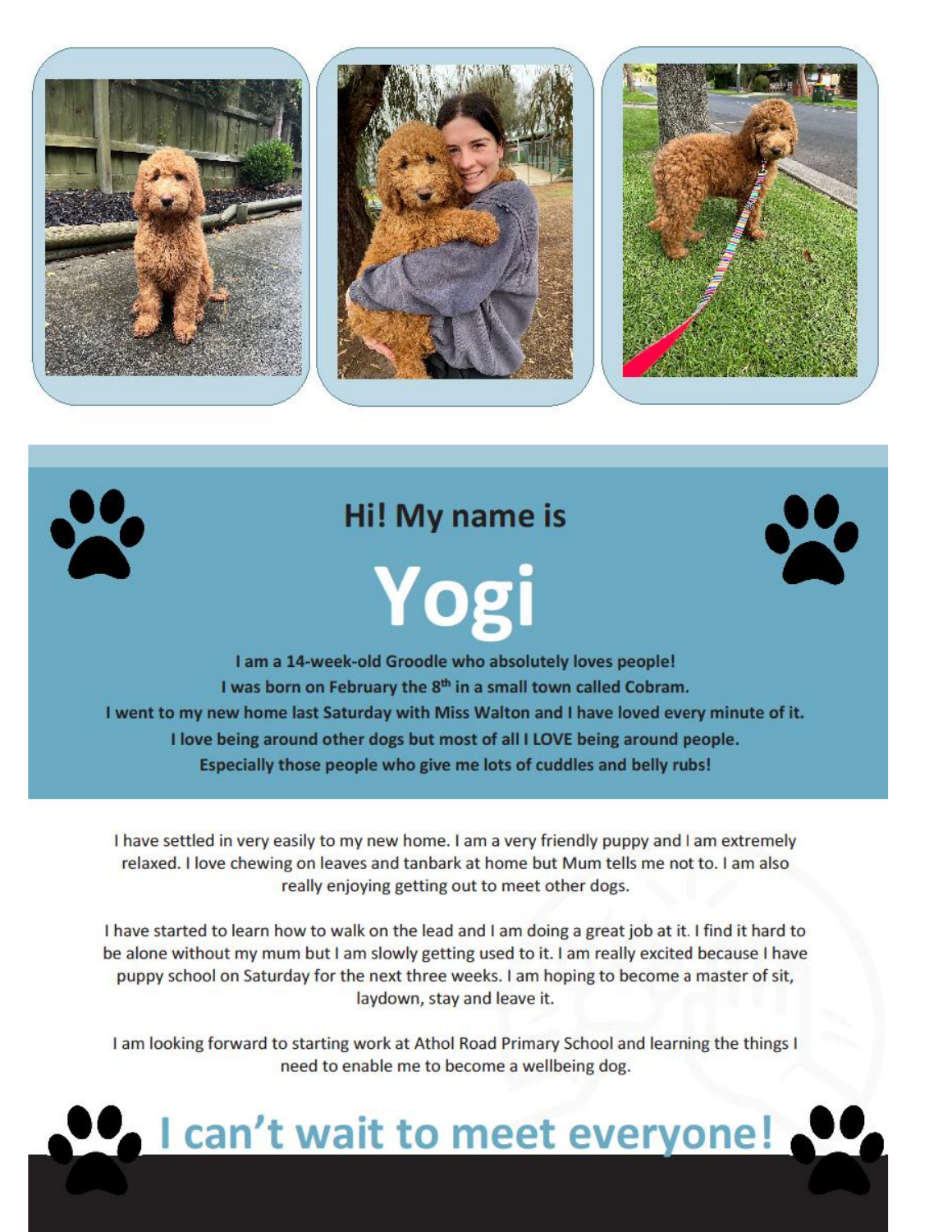## Hi! My name is

# Yogi

**I am a 14-week-old Groodle who absolutely loves people!**
**I was born on February the 8th in a small town called Cobram.**
**I went to my new home last Saturday with Miss Walton and I have loved every minute of it.**
**I love being around other dogs but most of all I LOVE being around people.**
**Especially those people who give me lots of cuddles and belly rubs!**

I have settled in very easily to my new home. I am a very friendly puppy and I am extremely relaxed. I love chewing on leaves and tanbark at home but Mum tells me not to. I am also really enjoying getting out to meet other dogs.

I have started to learn how to walk on the lead and I am doing a great job at it. I find it hard to be alone without my mum but I am slowly getting used to it. I am really excited because I have puppy school on Saturday for the next three weeks. I am hoping to become a master of sit, laydown, stay and leave it.

I am looking forward to starting work at Athol Road Primary School and learning the things I need to enable me to become a wellbeing dog.

## I can't wait to meet everyone!